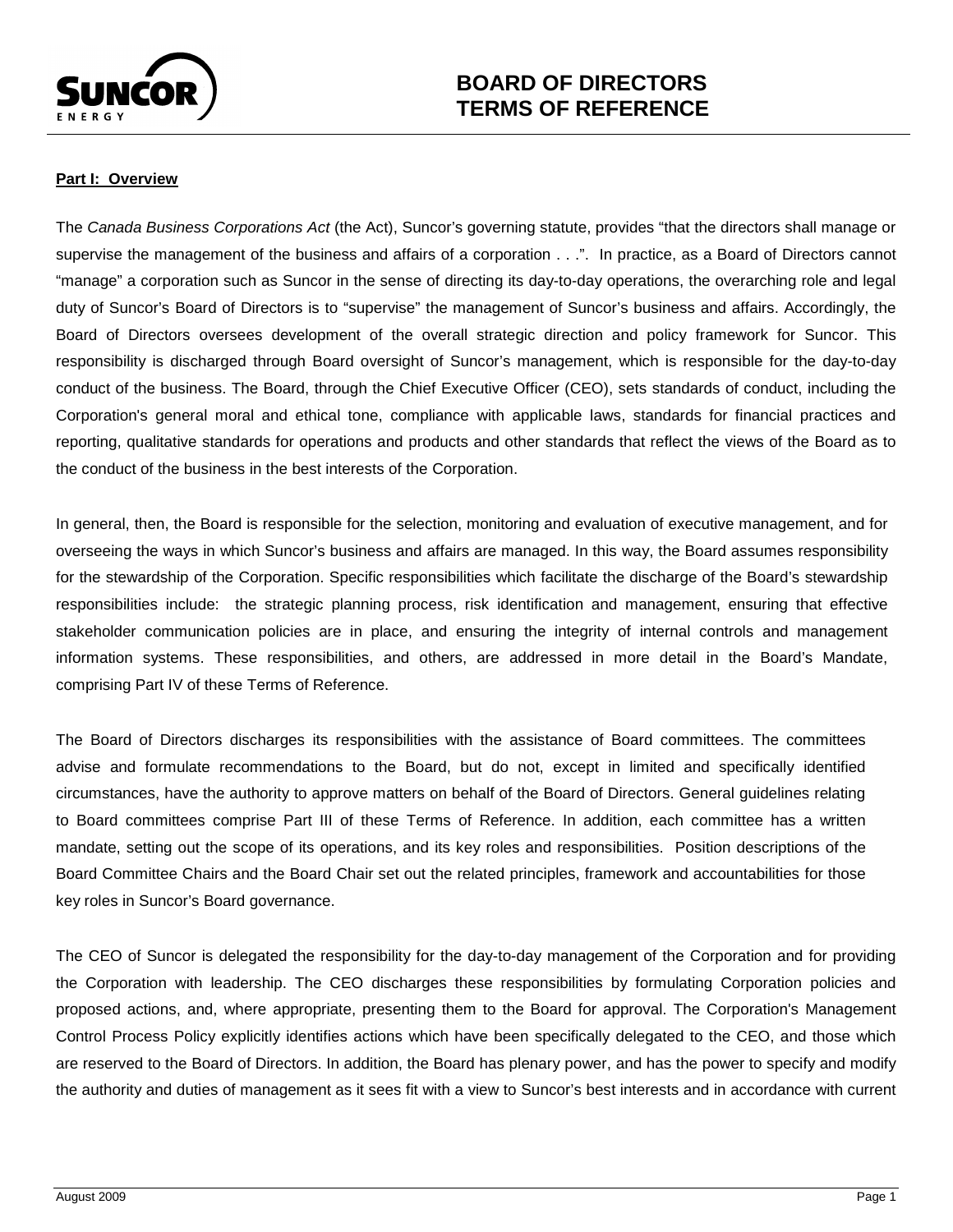# BOARD OF DIRECTORS TERMS OF REFERENCE

**Part I: Overview**

The *Canada Business Corporations Act* (the Act), Suncor's governing statute, provides "that the directors shall manage or supervise the management of the business and affairs of a corporation . . .". In practice, as a Board of Directors cannot "manage" a corporation such as Suncor in the sense of directing its day-to-day operations, the overarching role and legal duty of Suncor's Board of Directors is to "supervise" the management of Suncor's business and affairs. Accordingly, the Board of Directors oversees development of the overall strategic direction and policy framework for Suncor. This responsibility is discharged through Board oversight of Suncor's management, which is responsible for the day-to-day conduct of the business. The Board, through the Chief Executive Officer (CEO), sets standards of conduct, including the Corporation's general moral and ethical tone, compliance with applicable laws, standards for financial practices and reporting, qualitative standards for operations and products and other standards that reflect the views of the Board as to the conduct of the business in the best interests of the Corporation.

In general, then, the Board is responsible for the selection, monitoring and evaluation of executive management, and for overseeing the ways in which Suncor's business and affairs are managed. In this way, the Board assumes responsibility for the stewardship of the Corporation. Specific responsibilities which facilitate the discharge of the Board's stewardship responsibilities include: the strategic planning process, risk identification and management, ensuring that effective stakeholder communication policies are in place, and ensuring the integrity of internal controls and management information systems. These responsibilities, and others, are addressed in more detail in the Board's Mandate, comprising Part IV of these Terms of Reference.

The Board of Directors discharges its responsibilities with the assistance of Board committees. The committees advise and formulate recommendations to the Board, but do not, except in limited and specifically identified circumstances, have the authority to approve matters on behalf of the Board of Directors. General guidelines relating to Board committees comprise Part III of these Terms of Reference. In addition, each committee has a written mandate, setting out the scope of its operations, and its key roles and responsibilities. Position descriptions of the Board Committee Chairs and the Board Chair set out the related principles, framework and accountabilities for those key roles in Suncor's Board governance.

The CEO of Suncor is delegated the responsibility for the day-to-day management of the Corporation and for providing the Corporation with leadership. The CEO discharges these responsibilities by formulating Corporation policies and proposed actions, and, where appropriate, presenting them to the Board for approval. The Corporation's Management Control Process Policy explicitly identifies actions which have been specifically delegated to the CEO, and those which are reserved to the Board of Directors. In addition, the Board has plenary power, and has the power to specify and modify the authority and duties of management as it sees fit with a view to Suncor's best interests and in accordance with current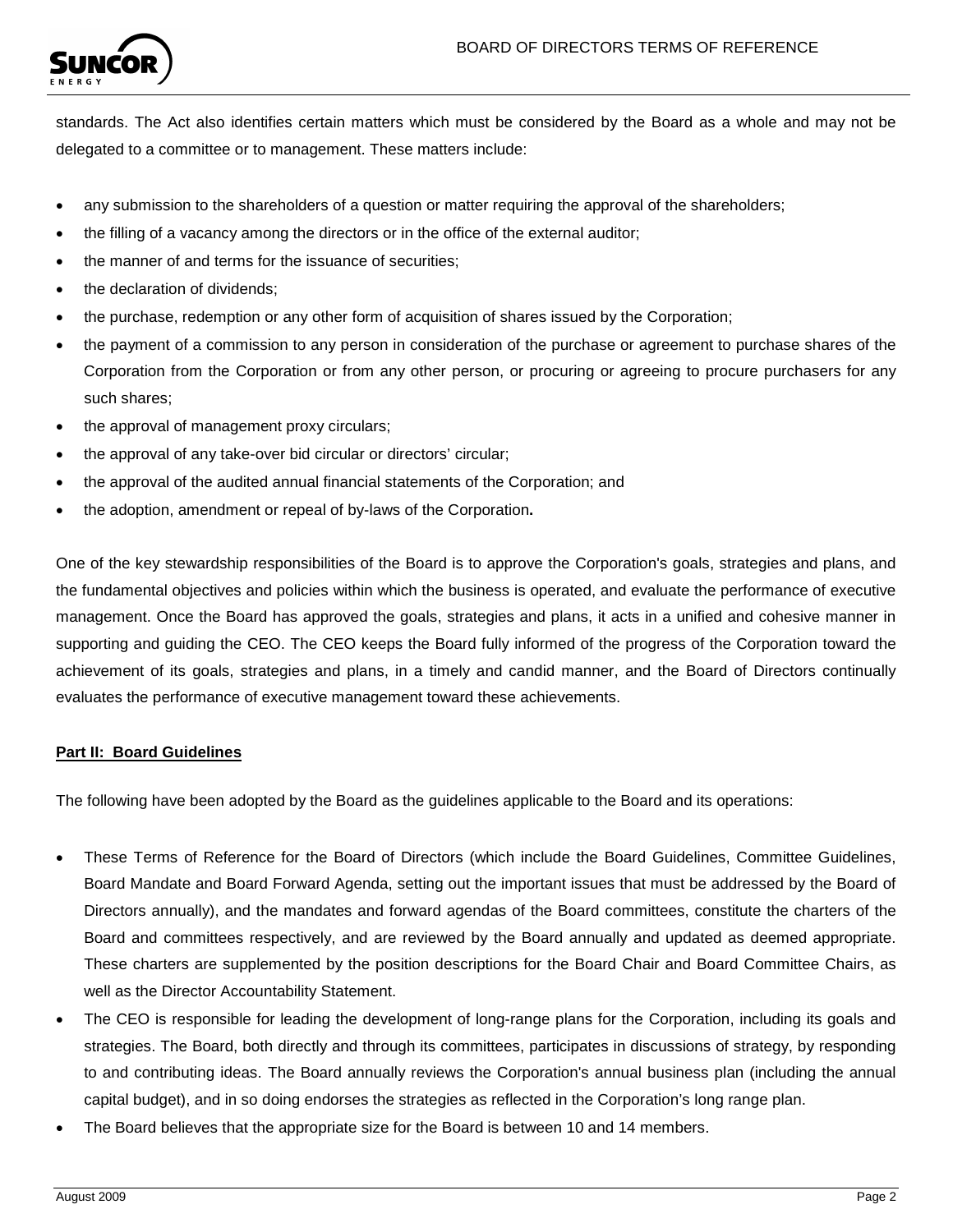standards. The Act also identifies certain matters which must be considered by the Board as a whole and may not be delegated to a committee or to management. These matters include:

- any submission to the shareholders of a question or matter requiring the approval of the shareholders;
- the filling of a vacancy among the directors or in the office of the external auditor;
- the manner of and terms for the issuance of securities;
- the declaration of dividends;
- the purchase, redemption or any other form of acquisition of shares issued by the Corporation;
- the payment of a commission to any person in consideration of the purchase or agreement to purchase shares of the Corporation from the Corporation or from any other person, or procuring or agreeing to procure purchasers for any such shares;
- the approval of management proxy circulars;
- the approval of any take-over bid circular or directors' circular;
- the approval of the audited annual financial statements of the Corporation; and
- the adoption, amendment or repeal of by-laws of the Corporation**.**

One of the key stewardship responsibilities of the Board is to approve the Corporation's goals, strategies and plans, and the fundamental objectives and policies within which the business is operated, and evaluate the performance of executive management. Once the Board has approved the goals, strategies and plans, it acts in a unified and cohesive manner in supporting and guiding the CEO. The CEO keeps the Board fully informed of the progress of the Corporation toward the achievement of its goals, strategies and plans, in a timely and candid manner, and the Board of Directors continually evaluates the performance of executive management toward these achievements.

## Part II: Board Guidelines

The following have been adopted by the Board as the guidelines applicable to the Board and its operations:

- These Terms of Reference for the Board of Directors (which include the Board Guidelines, Committee Guidelines, Board Mandate and Board Forward Agenda, setting out the important issues that must be addressed by the Board of Directors annually), and the mandates and forward agendas of the Board committees, constitute the charters of the Board and committees respectively, and are reviewed by the Board annually and updated as deemed appropriate. These charters are supplemented by the position descriptions for the Board Chair and Board Committee Chairs, as well as the Director Accountability Statement.
- The CEO is responsible for leading the development of long-range plans for the Corporation, including its goals and strategies. The Board, both directly and through its committees, participates in discussions of strategy, by responding to and contributing ideas. The Board annually reviews the Corporation's annual business plan (including the annual capital budget), and in so doing endorses the strategies as reflected in the Corporation's long range plan.
- The Board believes that the appropriate size for the Board is between 10 and 14 members.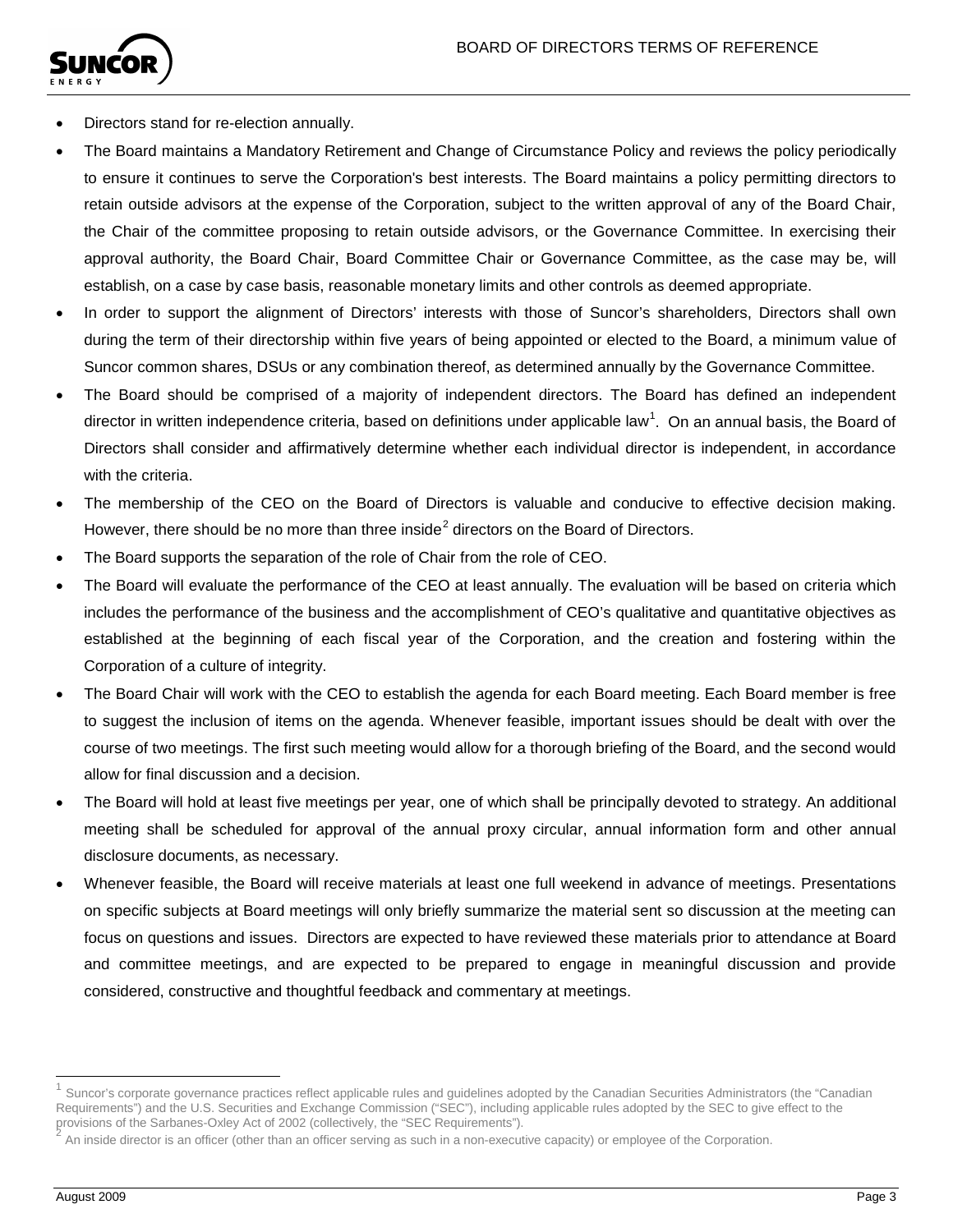- Directors stand for re-election annually.
- The Board maintains a Mandatory Retirement and Change of Circumstance Policy and reviews the policy periodically to ensure it continues to serve the Corporation's best interests. The Board maintains a policy permitting directors to retain outside advisors at the expense of the Corporation, subject to the written approval of any of the Board Chair, the Chair of the committee proposing to retain outside advisors, or the Governance Committee. In exercising their approval authority, the Board Chair, Board Committee Chair or Governance Committee, as the case may be, will establish, on a case by case basis, reasonable monetary limits and other controls as deemed appropriate.
- In order to support the alignment of Directors' interests with those of Suncor's shareholders, Directors shall own during the term of their directorship within five years of being appointed or elected to the Board, a minimum value of Suncor common shares, DSUs or any combination thereof, as determined annually by the Governance Committee.
- The Board should be comprised of a majority of independent directors. The Board has defined an independent director in written independence criteria, based on definitions under applicable law[1]. On an annual basis, the Board of Directors shall consider and affirmatively determine whether each individual director is independent, in accordance with the criteria.
- The membership of the CEO on the Board of Directors is valuable and conducive to effective decision making. However, there should be no more than three inside[2] directors on the Board of Directors.
- The Board supports the separation of the role of Chair from the role of CEO.
- The Board will evaluate the performance of the CEO at least annually. The evaluation will be based on criteria which includes the performance of the business and the accomplishment of CEO's qualitative and quantitative objectives as established at the beginning of each fiscal year of the Corporation, and the creation and fostering within the Corporation of a culture of integrity.
- The Board Chair will work with the CEO to establish the agenda for each Board meeting. Each Board member is free to suggest the inclusion of items on the agenda. Whenever feasible, important issues should be dealt with over the course of two meetings. The first such meeting would allow for a thorough briefing of the Board, and the second would allow for final discussion and a decision.
- The Board will hold at least five meetings per year, one of which shall be principally devoted to strategy. An additional meeting shall be scheduled for approval of the annual proxy circular, annual information form and other annual disclosure documents, as necessary.
- Whenever feasible, the Board will receive materials at least one full weekend in advance of meetings. Presentations on specific subjects at Board meetings will only briefly summarize the material sent so discussion at the meeting can focus on questions and issues. Directors are expected to have reviewed these materials prior to attendance at Board and committee meetings, and are expected to be prepared to engage in meaningful discussion and provide considered, constructive and thoughtful feedback and commentary at meetings.

---

[1] Suncor's corporate governance practices reflect applicable rules and guidelines adopted by the Canadian Securities Administrators (the "Canadian Requirements") and the U.S. Securities and Exchange Commission ("SEC"), including applicable rules adopted by the SEC to give effect to the provisions of the Sarbanes-Oxley Act of 2002 (collectively, the "SEC Requirements").

[2] An inside director is an officer (other than an officer serving as such in a non-executive capacity) or employee of the Corporation.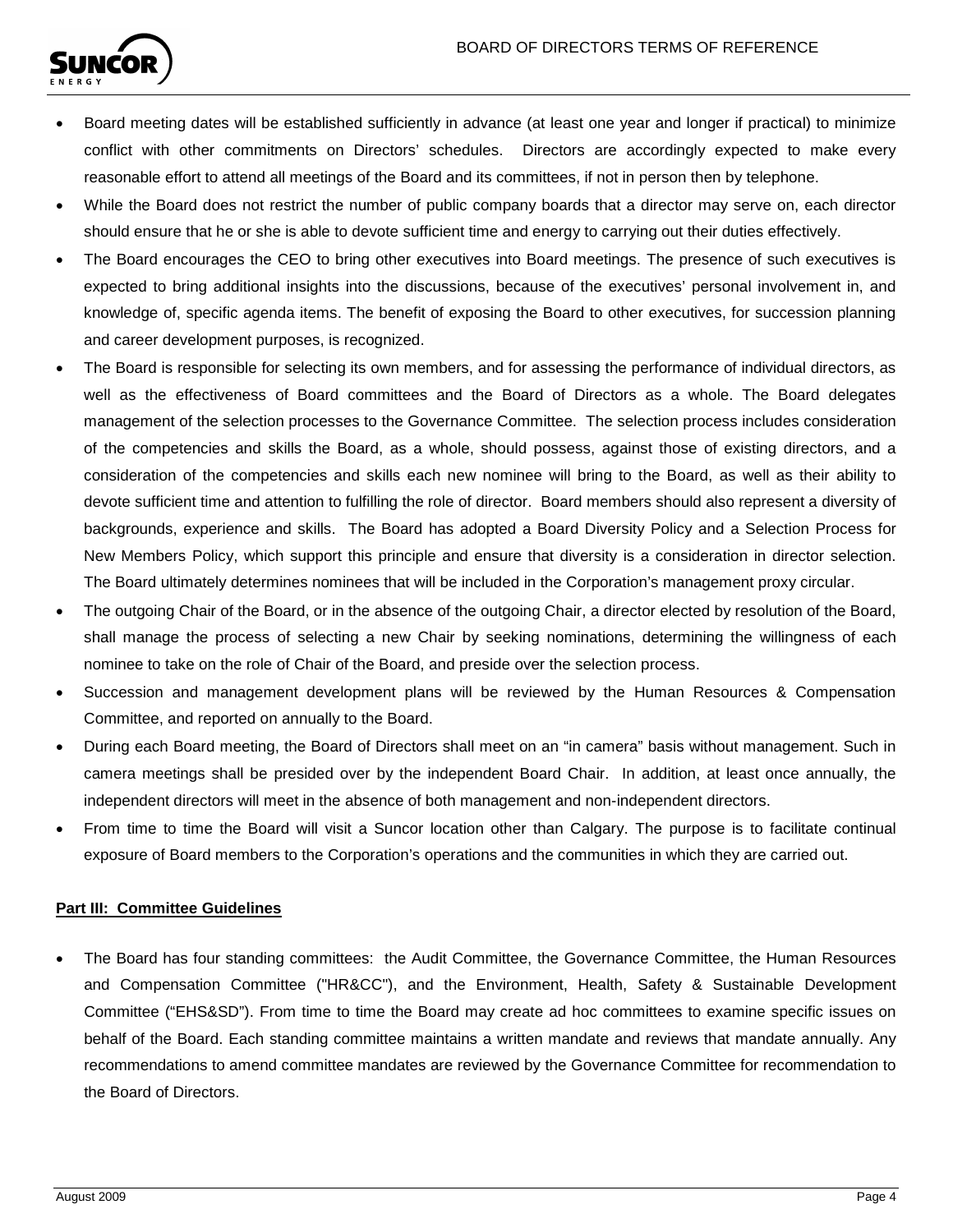- Board meeting dates will be established sufficiently in advance (at least one year and longer if practical) to minimize conflict with other commitments on Directors' schedules. Directors are accordingly expected to make every reasonable effort to attend all meetings of the Board and its committees, if not in person then by telephone.
- While the Board does not restrict the number of public company boards that a director may serve on, each director should ensure that he or she is able to devote sufficient time and energy to carrying out their duties effectively.
- The Board encourages the CEO to bring other executives into Board meetings. The presence of such executives is expected to bring additional insights into the discussions, because of the executives' personal involvement in, and knowledge of, specific agenda items. The benefit of exposing the Board to other executives, for succession planning and career development purposes, is recognized.
- The Board is responsible for selecting its own members, and for assessing the performance of individual directors, as well as the effectiveness of Board committees and the Board of Directors as a whole. The Board delegates management of the selection processes to the Governance Committee. The selection process includes consideration of the competencies and skills the Board, as a whole, should possess, against those of existing directors, and a consideration of the competencies and skills each new nominee will bring to the Board, as well as their ability to devote sufficient time and attention to fulfilling the role of director. Board members should also represent a diversity of backgrounds, experience and skills. The Board has adopted a Board Diversity Policy and a Selection Process for New Members Policy, which support this principle and ensure that diversity is a consideration in director selection. The Board ultimately determines nominees that will be included in the Corporation's management proxy circular.
- The outgoing Chair of the Board, or in the absence of the outgoing Chair, a director elected by resolution of the Board, shall manage the process of selecting a new Chair by seeking nominations, determining the willingness of each nominee to take on the role of Chair of the Board, and preside over the selection process.
- Succession and management development plans will be reviewed by the Human Resources & Compensation Committee, and reported on annually to the Board.
- During each Board meeting, the Board of Directors shall meet on an "in camera" basis without management. Such in camera meetings shall be presided over by the independent Board Chair. In addition, at least once annually, the independent directors will meet in the absence of both management and non-independent directors.
- From time to time the Board will visit a Suncor location other than Calgary. The purpose is to facilitate continual exposure of Board members to the Corporation's operations and the communities in which they are carried out.

## Part III: Committee Guidelines

- The Board has four standing committees: the Audit Committee, the Governance Committee, the Human Resources and Compensation Committee ("HR&CC"), and the Environment, Health, Safety & Sustainable Development Committee ("EHS&SD"). From time to time the Board may create ad hoc committees to examine specific issues on behalf of the Board. Each standing committee maintains a written mandate and reviews that mandate annually. Any recommendations to amend committee mandates are reviewed by the Governance Committee for recommendation to the Board of Directors.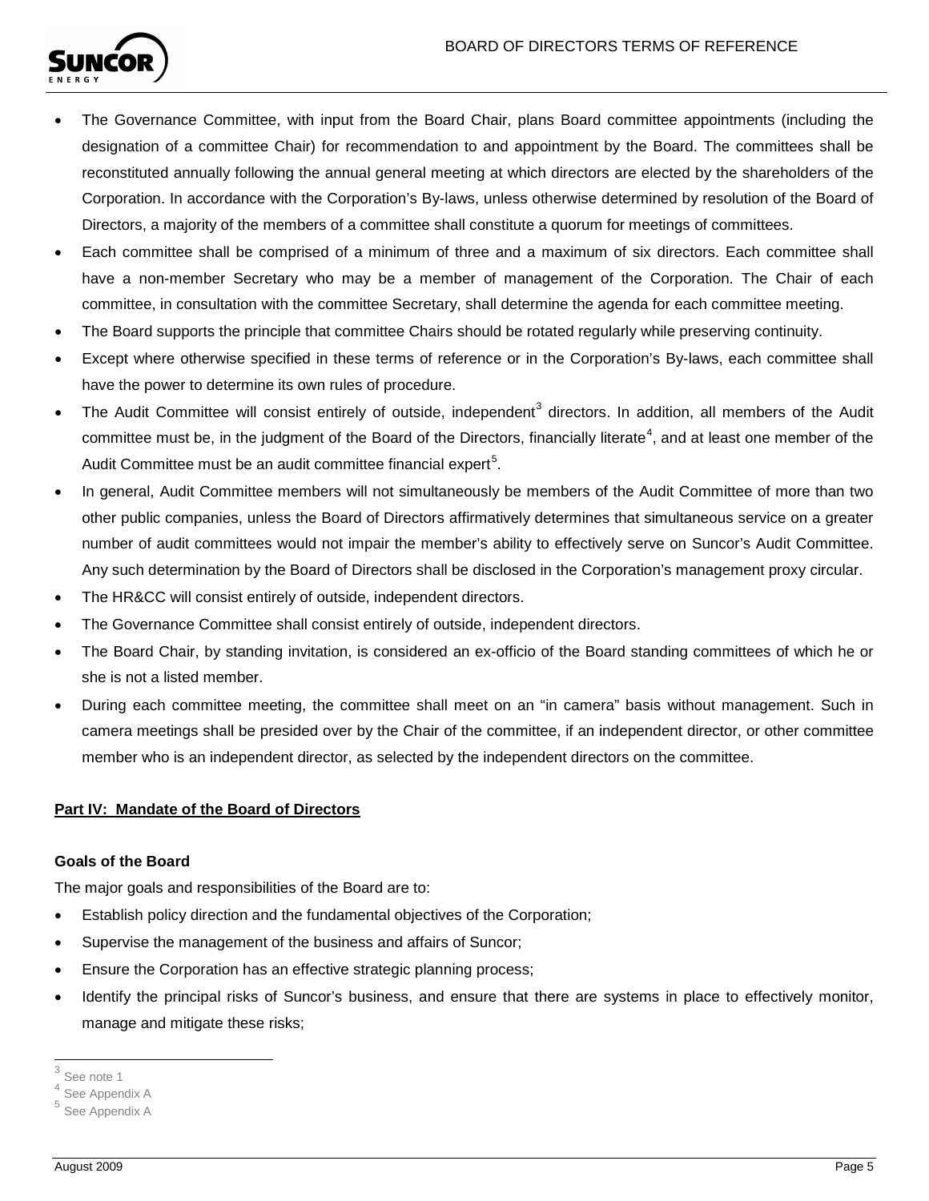- The Governance Committee, with input from the Board Chair, plans Board committee appointments (including the designation of a committee Chair) for recommendation to and appointment by the Board. The committees shall be reconstituted annually following the annual general meeting at which directors are elected by the shareholders of the Corporation. In accordance with the Corporation's By-laws, unless otherwise determined by resolution of the Board of Directors, a majority of the members of a committee shall constitute a quorum for meetings of committees.
- Each committee shall be comprised of a minimum of three and a maximum of six directors. Each committee shall have a non-member Secretary who may be a member of management of the Corporation. The Chair of each committee, in consultation with the committee Secretary, shall determine the agenda for each committee meeting.
- The Board supports the principle that committee Chairs should be rotated regularly while preserving continuity.
- Except where otherwise specified in these terms of reference or in the Corporation's By-laws, each committee shall have the power to determine its own rules of procedure.
- The Audit Committee will consist entirely of outside, independent[3] directors. In addition, all members of the Audit committee must be, in the judgment of the Board of the Directors, financially literate[4], and at least one member of the Audit Committee must be an audit committee financial expert[5].
- In general, Audit Committee members will not simultaneously be members of the Audit Committee of more than two other public companies, unless the Board of Directors affirmatively determines that simultaneous service on a greater number of audit committees would not impair the member's ability to effectively serve on Suncor's Audit Committee. Any such determination by the Board of Directors shall be disclosed in the Corporation's management proxy circular.
- The HR&CC will consist entirely of outside, independent directors.
- The Governance Committee shall consist entirely of outside, independent directors.
- The Board Chair, by standing invitation, is considered an ex-officio of the Board standing committees of which he or she is not a listed member.
- During each committee meeting, the committee shall meet on an "in camera" basis without management. Such in camera meetings shall be presided over by the Chair of the committee, if an independent director, or other committee member who is an independent director, as selected by the independent directors on the committee.

## Part IV: Mandate of the Board of Directors

### Goals of the Board

The major goals and responsibilities of the Board are to:

- Establish policy direction and the fundamental objectives of the Corporation;
- Supervise the management of the business and affairs of Suncor;
- Ensure the Corporation has an effective strategic planning process;
- Identify the principal risks of Suncor's business, and ensure that there are systems in place to effectively monitor, manage and mitigate these risks;

[3] See note 1
[4] See Appendix A
[5] See Appendix A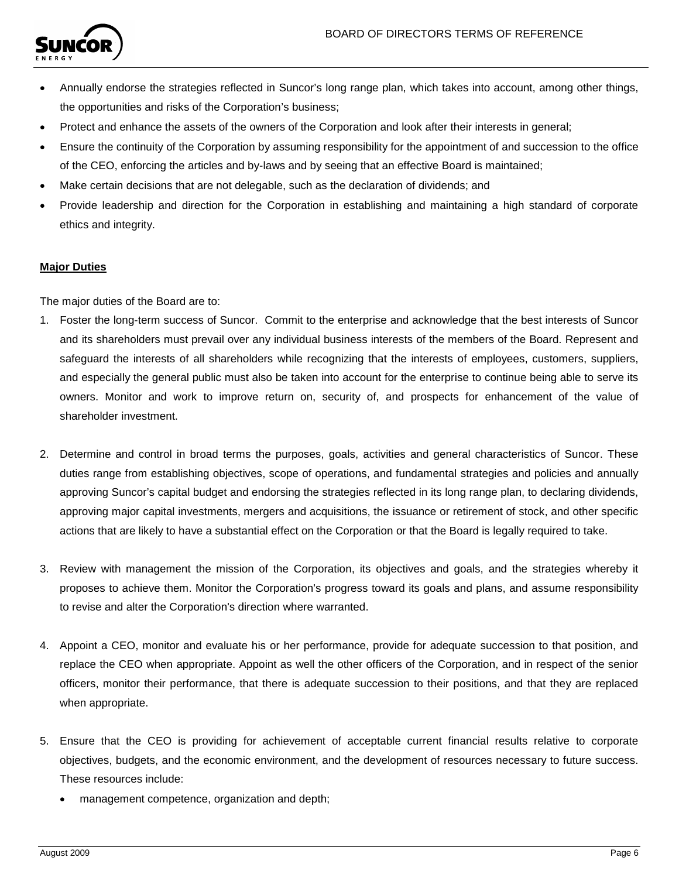- Annually endorse the strategies reflected in Suncor's long range plan, which takes into account, among other things, the opportunities and risks of the Corporation's business;
- Protect and enhance the assets of the owners of the Corporation and look after their interests in general;
- Ensure the continuity of the Corporation by assuming responsibility for the appointment of and succession to the office of the CEO, enforcing the articles and by-laws and by seeing that an effective Board is maintained;
- Make certain decisions that are not delegable, such as the declaration of dividends; and
- Provide leadership and direction for the Corporation in establishing and maintaining a high standard of corporate ethics and integrity.

**Major Duties**

The major duties of the Board are to:

1. Foster the long-term success of Suncor. Commit to the enterprise and acknowledge that the best interests of Suncor and its shareholders must prevail over any individual business interests of the members of the Board. Represent and safeguard the interests of all shareholders while recognizing that the interests of employees, customers, suppliers, and especially the general public must also be taken into account for the enterprise to continue being able to serve its owners. Monitor and work to improve return on, security of, and prospects for enhancement of the value of shareholder investment.

2. Determine and control in broad terms the purposes, goals, activities and general characteristics of Suncor. These duties range from establishing objectives, scope of operations, and fundamental strategies and policies and annually approving Suncor's capital budget and endorsing the strategies reflected in its long range plan, to declaring dividends, approving major capital investments, mergers and acquisitions, the issuance or retirement of stock, and other specific actions that are likely to have a substantial effect on the Corporation or that the Board is legally required to take.

3. Review with management the mission of the Corporation, its objectives and goals, and the strategies whereby it proposes to achieve them. Monitor the Corporation's progress toward its goals and plans, and assume responsibility to revise and alter the Corporation's direction where warranted.

4. Appoint a CEO, monitor and evaluate his or her performance, provide for adequate succession to that position, and replace the CEO when appropriate. Appoint as well the other officers of the Corporation, and in respect of the senior officers, monitor their performance, that there is adequate succession to their positions, and that they are replaced when appropriate.

5. Ensure that the CEO is providing for achievement of acceptable current financial results relative to corporate objectives, budgets, and the economic environment, and the development of resources necessary to future success. These resources include:
   - management competence, organization and depth;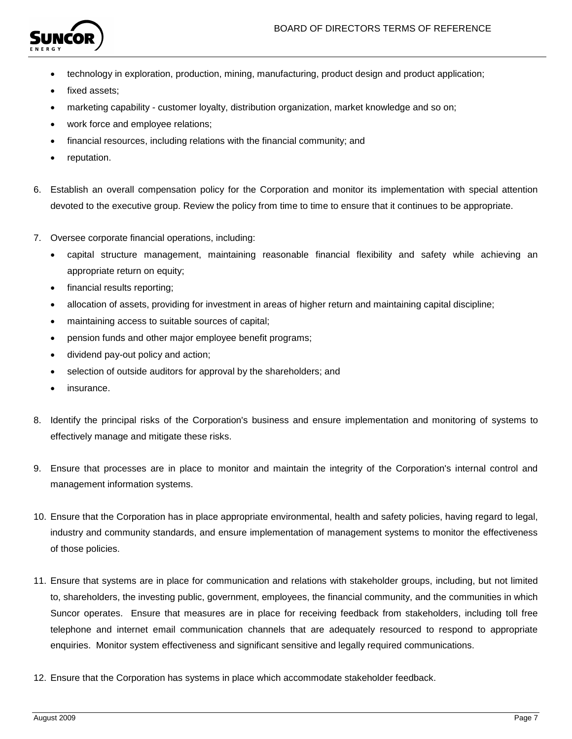- technology in exploration, production, mining, manufacturing, product design and product application;
- fixed assets;
- marketing capability - customer loyalty, distribution organization, market knowledge and so on;
- work force and employee relations;
- financial resources, including relations with the financial community; and
- reputation.

6. Establish an overall compensation policy for the Corporation and monitor its implementation with special attention devoted to the executive group. Review the policy from time to time to ensure that it continues to be appropriate.

7. Oversee corporate financial operations, including:
   - capital structure management, maintaining reasonable financial flexibility and safety while achieving an appropriate return on equity;
   - financial results reporting;
   - allocation of assets, providing for investment in areas of higher return and maintaining capital discipline;
   - maintaining access to suitable sources of capital;
   - pension funds and other major employee benefit programs;
   - dividend pay-out policy and action;
   - selection of outside auditors for approval by the shareholders; and
   - insurance.

8. Identify the principal risks of the Corporation's business and ensure implementation and monitoring of systems to effectively manage and mitigate these risks.

9. Ensure that processes are in place to monitor and maintain the integrity of the Corporation's internal control and management information systems.

10. Ensure that the Corporation has in place appropriate environmental, health and safety policies, having regard to legal, industry and community standards, and ensure implementation of management systems to monitor the effectiveness of those policies.

11. Ensure that systems are in place for communication and relations with stakeholder groups, including, but not limited to, shareholders, the investing public, government, employees, the financial community, and the communities in which Suncor operates. Ensure that measures are in place for receiving feedback from stakeholders, including toll free telephone and internet email communication channels that are adequately resourced to respond to appropriate enquiries. Monitor system effectiveness and significant sensitive and legally required communications.

12. Ensure that the Corporation has systems in place which accommodate stakeholder feedback.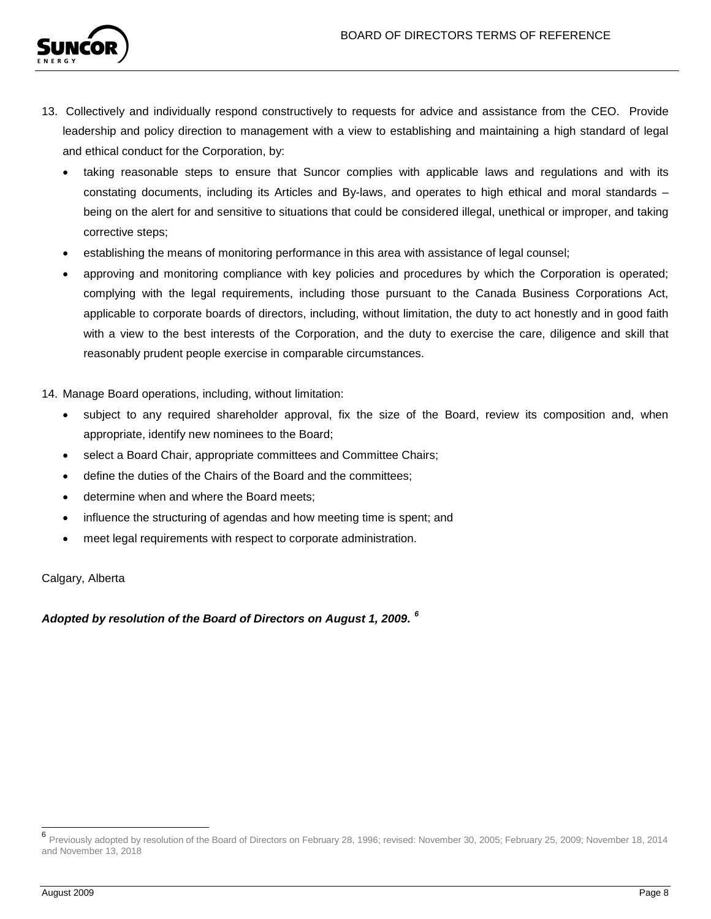13. Collectively and individually respond constructively to requests for advice and assistance from the CEO. Provide leadership and policy direction to management with a view to establishing and maintaining a high standard of legal and ethical conduct for the Corporation, by:
    - taking reasonable steps to ensure that Suncor complies with applicable laws and regulations and with its constating documents, including its Articles and By-laws, and operates to high ethical and moral standards – being on the alert for and sensitive to situations that could be considered illegal, unethical or improper, and taking corrective steps;
    - establishing the means of monitoring performance in this area with assistance of legal counsel;
    - approving and monitoring compliance with key policies and procedures by which the Corporation is operated; complying with the legal requirements, including those pursuant to the Canada Business Corporations Act, applicable to corporate boards of directors, including, without limitation, the duty to act honestly and in good faith with a view to the best interests of the Corporation, and the duty to exercise the care, diligence and skill that reasonably prudent people exercise in comparable circumstances.

14. Manage Board operations, including, without limitation:
    - subject to any required shareholder approval, fix the size of the Board, review its composition and, when appropriate, identify new nominees to the Board;
    - select a Board Chair, appropriate committees and Committee Chairs;
    - define the duties of the Chairs of the Board and the committees;
    - determine when and where the Board meets;
    - influence the structuring of agendas and how meeting time is spent; and
    - meet legal requirements with respect to corporate administration.

Calgary, Alberta

***Adopted by resolution of the Board of Directors on August 1, 2009.*** [6]

[6] Previously adopted by resolution of the Board of Directors on February 28, 1996; revised: November 30, 2005; February 25, 2009; November 18, 2014 and November 13, 2018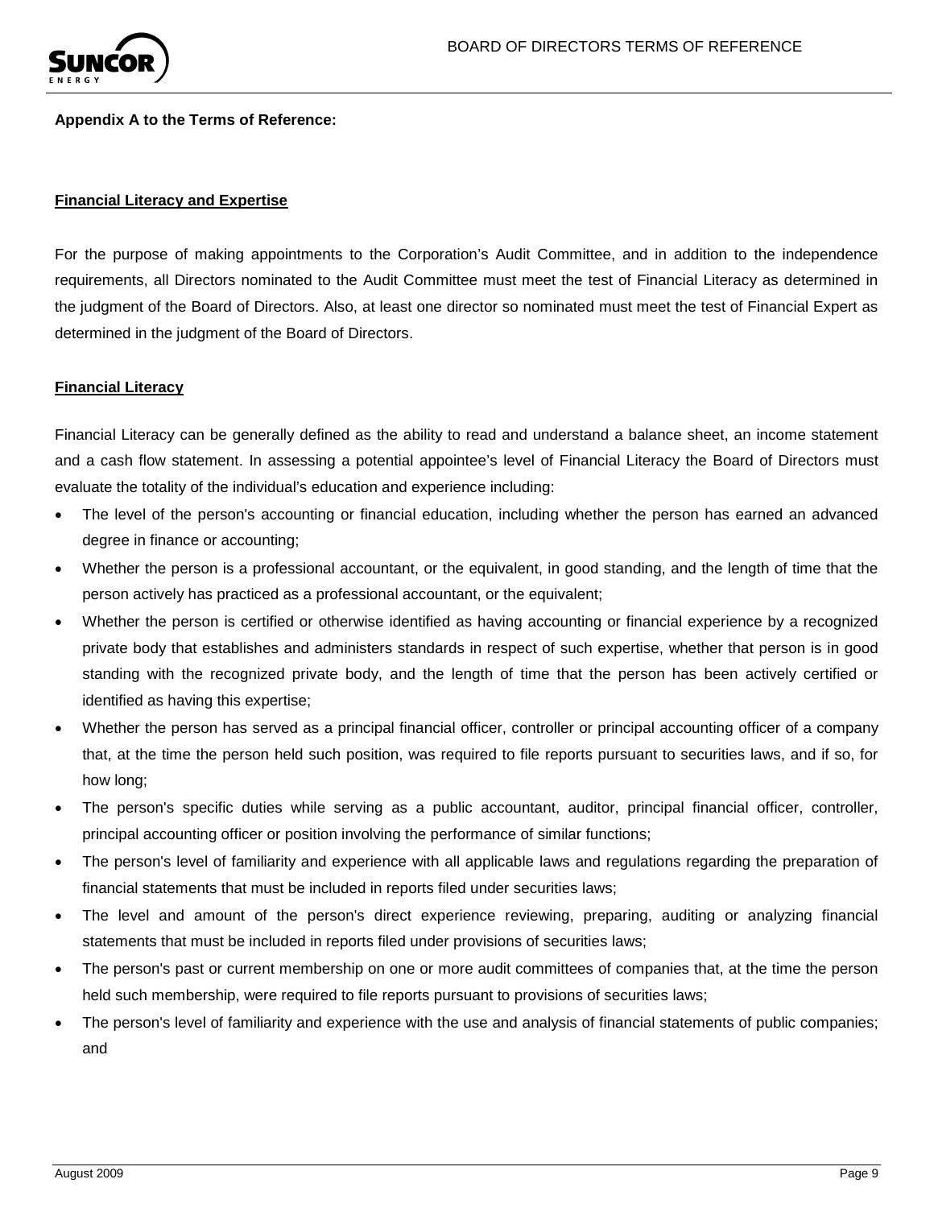**Appendix A to the Terms of Reference:**

**Financial Literacy and Expertise**

For the purpose of making appointments to the Corporation's Audit Committee, and in addition to the independence requirements, all Directors nominated to the Audit Committee must meet the test of Financial Literacy as determined in the judgment of the Board of Directors. Also, at least one director so nominated must meet the test of Financial Expert as determined in the judgment of the Board of Directors.

**Financial Literacy**

Financial Literacy can be generally defined as the ability to read and understand a balance sheet, an income statement and a cash flow statement. In assessing a potential appointee's level of Financial Literacy the Board of Directors must evaluate the totality of the individual's education and experience including:

- The level of the person's accounting or financial education, including whether the person has earned an advanced degree in finance or accounting;
- Whether the person is a professional accountant, or the equivalent, in good standing, and the length of time that the person actively has practiced as a professional accountant, or the equivalent;
- Whether the person is certified or otherwise identified as having accounting or financial experience by a recognized private body that establishes and administers standards in respect of such expertise, whether that person is in good standing with the recognized private body, and the length of time that the person has been actively certified or identified as having this expertise;
- Whether the person has served as a principal financial officer, controller or principal accounting officer of a company that, at the time the person held such position, was required to file reports pursuant to securities laws, and if so, for how long;
- The person's specific duties while serving as a public accountant, auditor, principal financial officer, controller, principal accounting officer or position involving the performance of similar functions;
- The person's level of familiarity and experience with all applicable laws and regulations regarding the preparation of financial statements that must be included in reports filed under securities laws;
- The level and amount of the person's direct experience reviewing, preparing, auditing or analyzing financial statements that must be included in reports filed under provisions of securities laws;
- The person's past or current membership on one or more audit committees of companies that, at the time the person held such membership, were required to file reports pursuant to provisions of securities laws;
- The person's level of familiarity and experience with the use and analysis of financial statements of public companies; and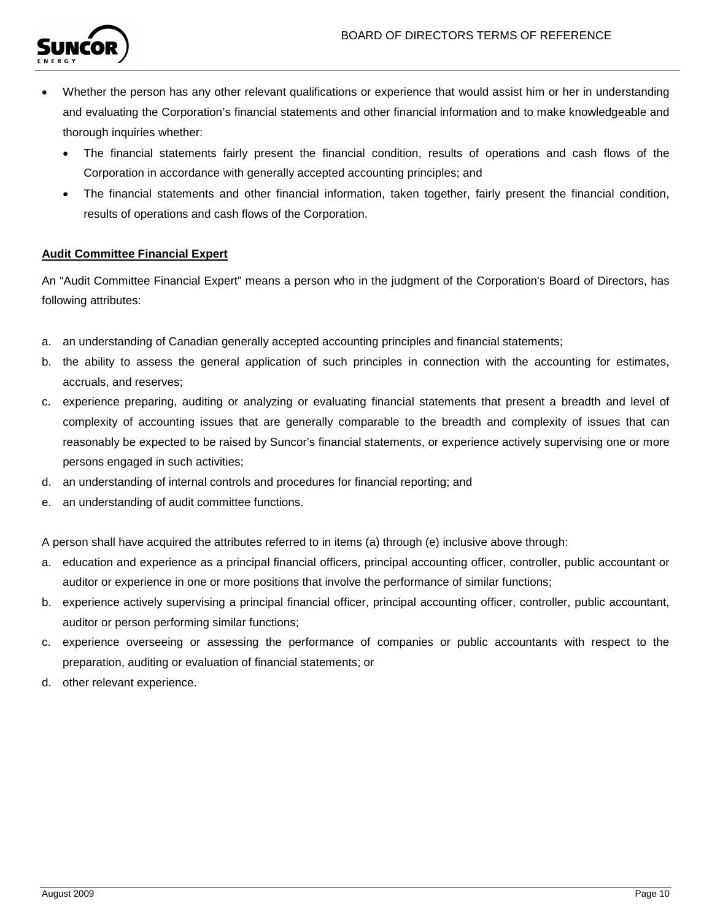- Whether the person has any other relevant qualifications or experience that would assist him or her in understanding and evaluating the Corporation's financial statements and other financial information and to make knowledgeable and thorough inquiries whether:
  - The financial statements fairly present the financial condition, results of operations and cash flows of the Corporation in accordance with generally accepted accounting principles; and
  - The financial statements and other financial information, taken together, fairly present the financial condition, results of operations and cash flows of the Corporation.

**Audit Committee Financial Expert**

An "Audit Committee Financial Expert" means a person who in the judgment of the Corporation's Board of Directors, has following attributes:

a. an understanding of Canadian generally accepted accounting principles and financial statements;
b. the ability to assess the general application of such principles in connection with the accounting for estimates, accruals, and reserves;
c. experience preparing, auditing or analyzing or evaluating financial statements that present a breadth and level of complexity of accounting issues that are generally comparable to the breadth and complexity of issues that can reasonably be expected to be raised by Suncor's financial statements, or experience actively supervising one or more persons engaged in such activities;
d. an understanding of internal controls and procedures for financial reporting; and
e. an understanding of audit committee functions.

A person shall have acquired the attributes referred to in items (a) through (e) inclusive above through:

a. education and experience as a principal financial officers, principal accounting officer, controller, public accountant or auditor or experience in one or more positions that involve the performance of similar functions;
b. experience actively supervising a principal financial officer, principal accounting officer, controller, public accountant, auditor or person performing similar functions;
c. experience overseeing or assessing the performance of companies or public accountants with respect to the preparation, auditing or evaluation of financial statements; or
d. other relevant experience.